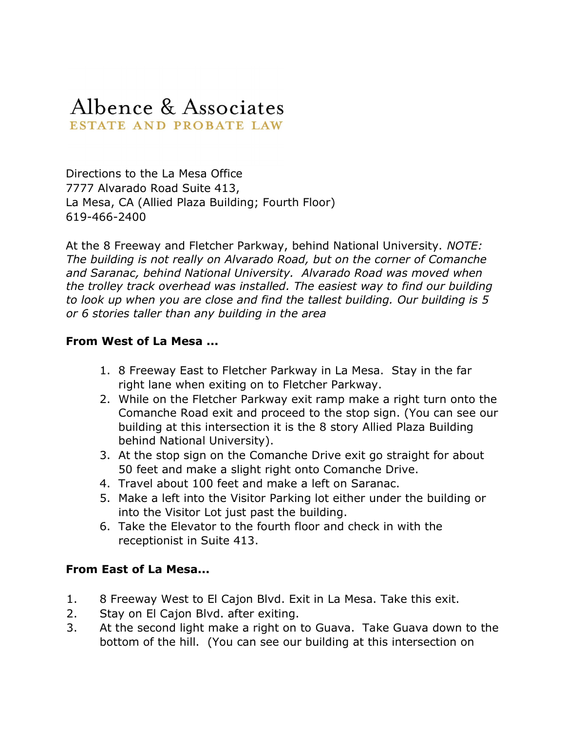# Albence & Associates

**ESTATE AND PROBATE LAW**

Directions to the La Mesa Office
7777 Alvarado Road Suite 413,
La Mesa, CA (Allied Plaza Building; Fourth Floor)
619-466-2400

At the 8 Freeway and Fletcher Parkway, behind National University. *NOTE: The building is not really on Alvarado Road, but on the corner of Comanche and Saranac, behind National University. Alvarado Road was moved when the trolley track overhead was installed. The easiest way to find our building to look up when you are close and find the tallest building. Our building is 5 or 6 stories taller than any building in the area*

**From West of La Mesa ...**

1. 8 Freeway East to Fletcher Parkway in La Mesa. Stay in the far right lane when exiting on to Fletcher Parkway.
2. While on the Fletcher Parkway exit ramp make a right turn onto the Comanche Road exit and proceed to the stop sign. (You can see our building at this intersection it is the 8 story Allied Plaza Building behind National University).
3. At the stop sign on the Comanche Drive exit go straight for about 50 feet and make a slight right onto Comanche Drive.
4. Travel about 100 feet and make a left on Saranac.
5. Make a left into the Visitor Parking lot either under the building or into the Visitor Lot just past the building.
6. Take the Elevator to the fourth floor and check in with the receptionist in Suite 413.

**From East of La Mesa...**

1. 8 Freeway West to El Cajon Blvd. Exit in La Mesa. Take this exit.
2. Stay on El Cajon Blvd. after exiting.
3. At the second light make a right on to Guava. Take Guava down to the bottom of the hill. (You can see our building at this intersection on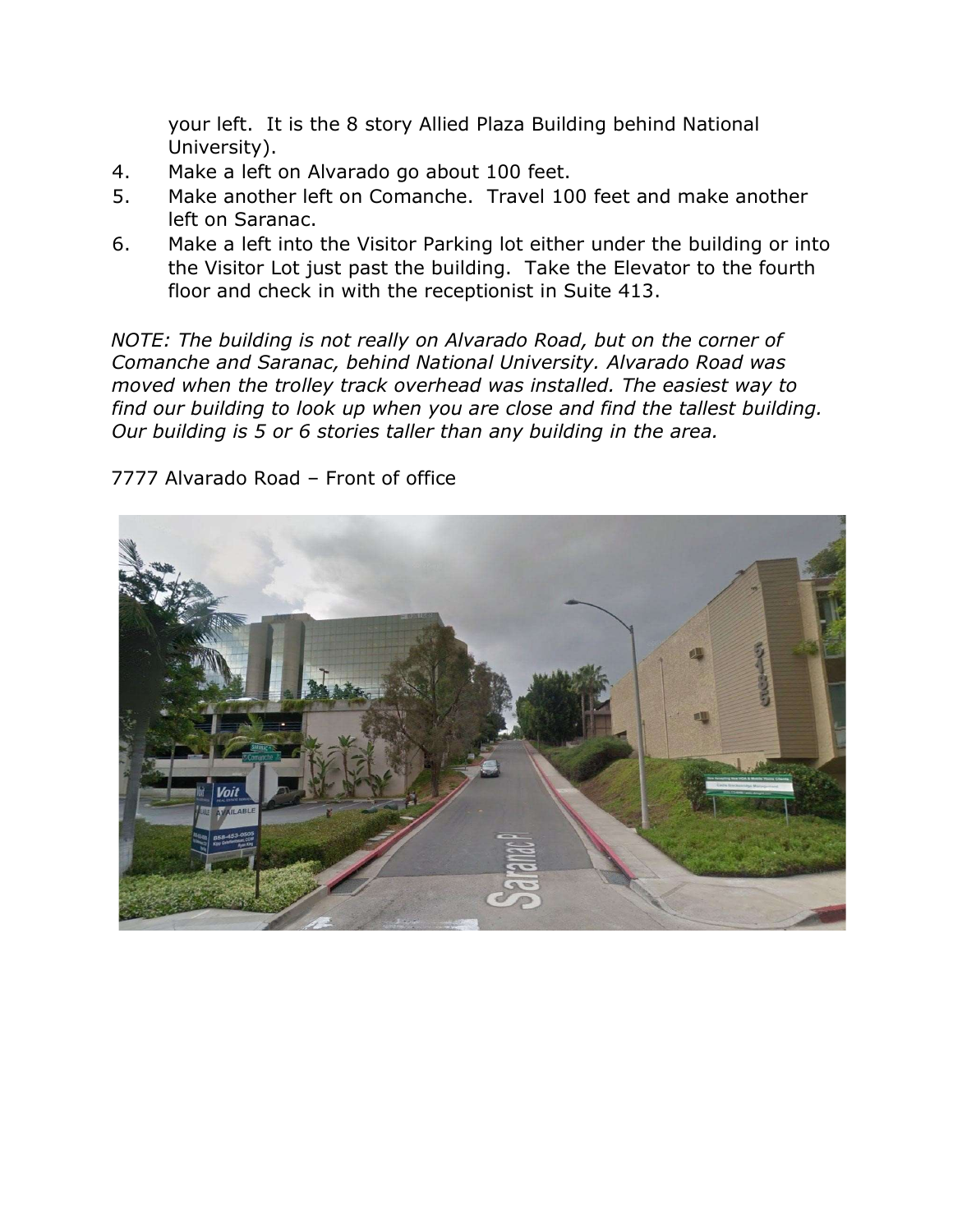your left.  It is the 8 story Allied Plaza Building behind National University).

4. Make a left on Alvarado go about 100 feet.
5. Make another left on Comanche.  Travel 100 feet and make another left on Saranac.
6. Make a left into the Visitor Parking lot either under the building or into the Visitor Lot just past the building.  Take the Elevator to the fourth floor and check in with the receptionist in Suite 413.

*NOTE: The building is not really on Alvarado Road, but on the corner of Comanche and Saranac, behind National University. Alvarado Road was moved when the trolley track overhead was installed. The easiest way to find our building to look up when you are close and find the tallest building. Our building is 5 or 6 stories taller than any building in the area.*

7777 Alvarado Road – Front of office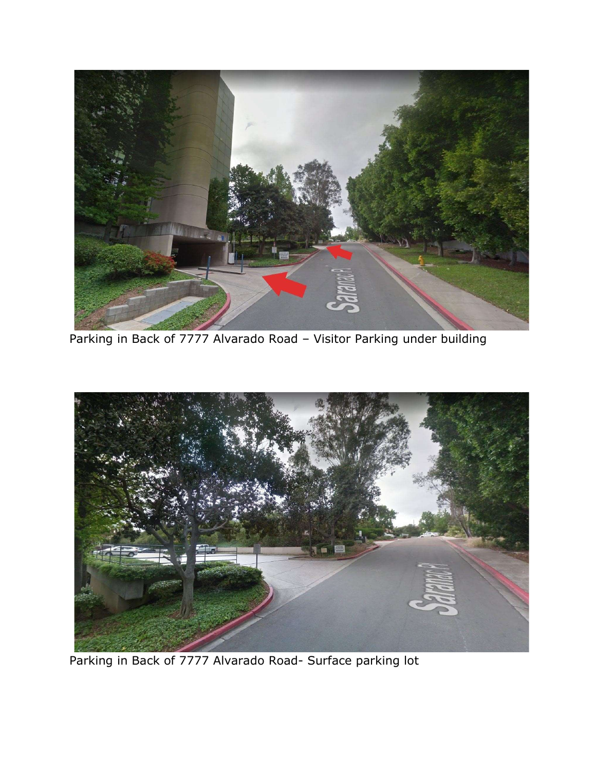Parking in Back of 7777 Alvarado Road – Visitor Parking under building

Parking in Back of 7777 Alvarado Road- Surface parking lot